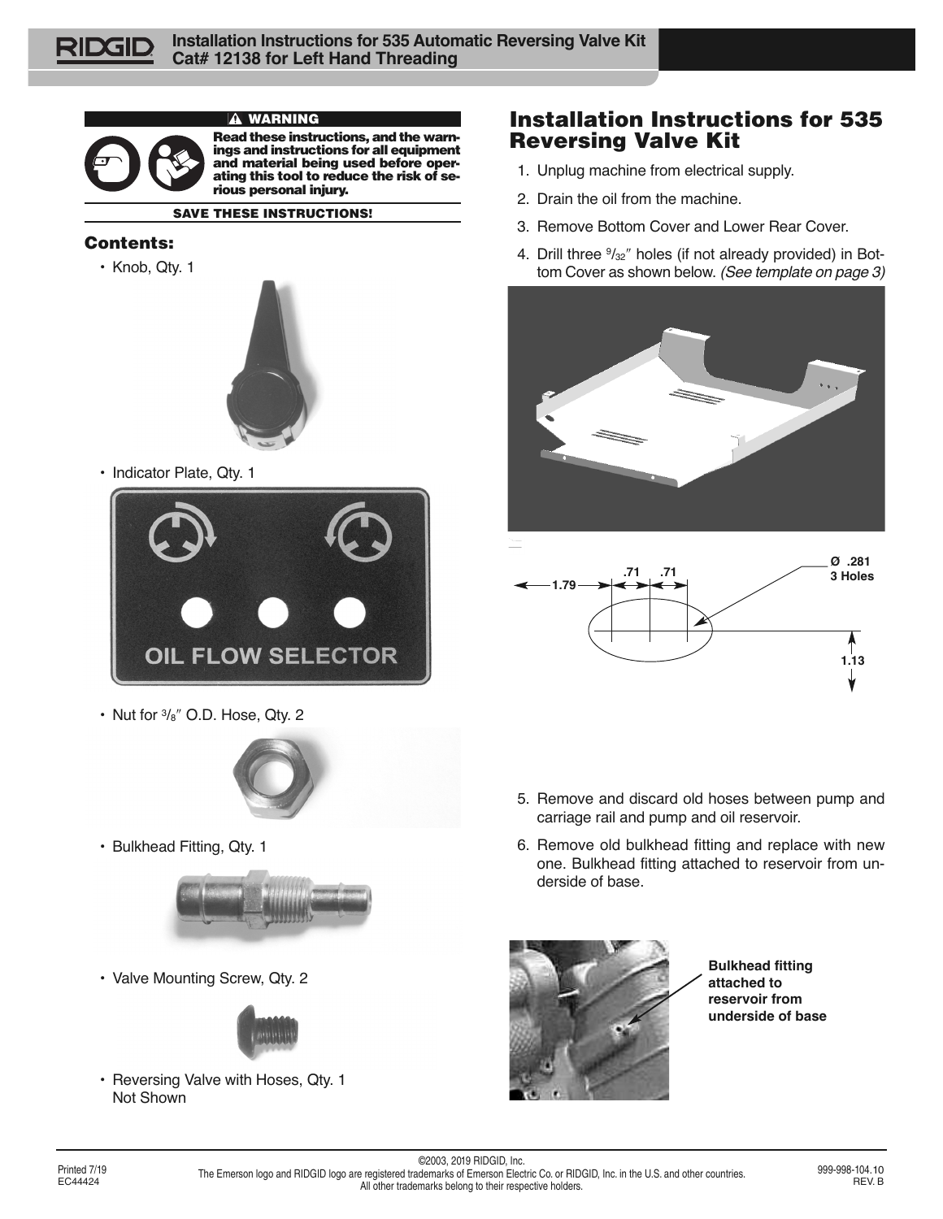# Installation Instructions for 535 Automatic Reversing Valve Kit Cat# 12138 for Left Hand Threading

**⚠ WARNING**

**Read these instructions, and the warnings and instructions for all equipment and material being used before operating this tool to reduce the risk of serious personal injury.**

**SAVE THESE INSTRUCTIONS!**

## Contents:

- Knob, Qty. 1
- Indicator Plate, Qty. 1

OIL FLOW SELECTOR

- Nut for 3/8″ O.D. Hose, Qty. 2
- Bulkhead Fitting, Qty. 1
- Valve Mounting Screw, Qty. 2
- Reversing Valve with Hoses, Qty. 1
  Not Shown

## Installation Instructions for 535 Reversing Valve Kit

1. Unplug machine from electrical supply.
2. Drain the oil from the machine.
3. Remove Bottom Cover and Lower Rear Cover.
4. Drill three 9/32″ holes (if not already provided) in Bottom Cover as shown below. *(See template on page 3)*

1.79
.71
.71
Ø .281
3 Holes
1.13

5. Remove and discard old hoses between pump and carriage rail and pump and oil reservoir.
6. Remove old bulkhead fitting and replace with new one. Bulkhead fitting attached to reservoir from underside of base.

**Bulkhead fitting attached to reservoir from underside of base**

Printed 7/19
EC44424

©2003, 2019 RIDGID, Inc.
The Emerson logo and RIDGID logo are registered trademarks of Emerson Electric Co. or RIDGID, Inc. in the U.S. and other countries.
All other trademarks belong to their respective holders.

999-998-104.10
REV. B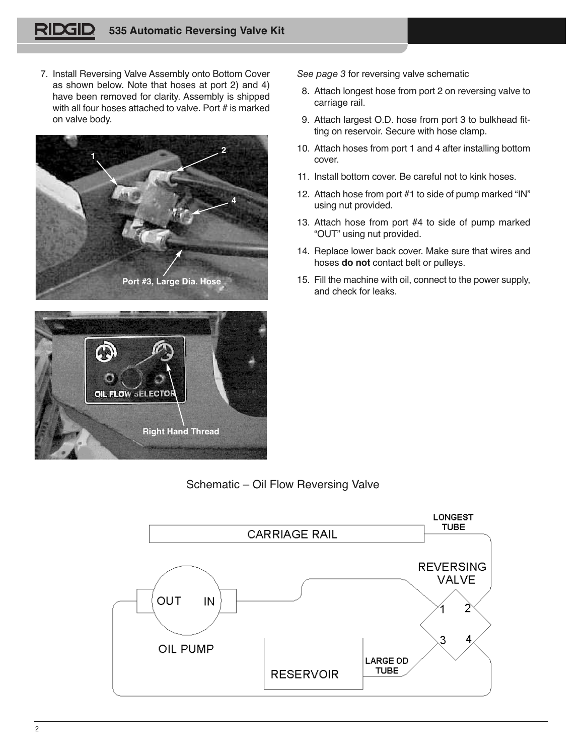7. Install Reversing Valve Assembly onto Bottom Cover as shown below. Note that hoses at port 2) and 4) have been removed for clarity. Assembly is shipped with all four hoses attached to valve. Port # is marked on valve body.

1

2

4

Port #3, Large Dia. Hose

OIL FLOW SELECTOR

Right Hand Thread

*See page 3* for reversing valve schematic

8. Attach longest hose from port 2 on reversing valve to carriage rail.
9. Attach largest O.D. hose from port 3 to bulkhead fitting on reservoir. Secure with hose clamp.
10. Attach hoses from port 1 and 4 after installing bottom cover.
11. Install bottom cover. Be careful not to kink hoses.
12. Attach hose from port #1 to side of pump marked "IN" using nut provided.
13. Attach hose from port #4 to side of pump marked "OUT" using nut provided.
14. Replace lower back cover. Make sure that wires and hoses **do not** contact belt or pulleys.
15. Fill the machine with oil, connect to the power supply, and check for leaks.

Schematic – Oil Flow Reversing Valve

LONGEST TUBE

CARRIAGE RAIL

REVERSING VALVE

OUT IN

OIL PUMP

1 2

3 4

RESERVOIR

LARGE OD TUBE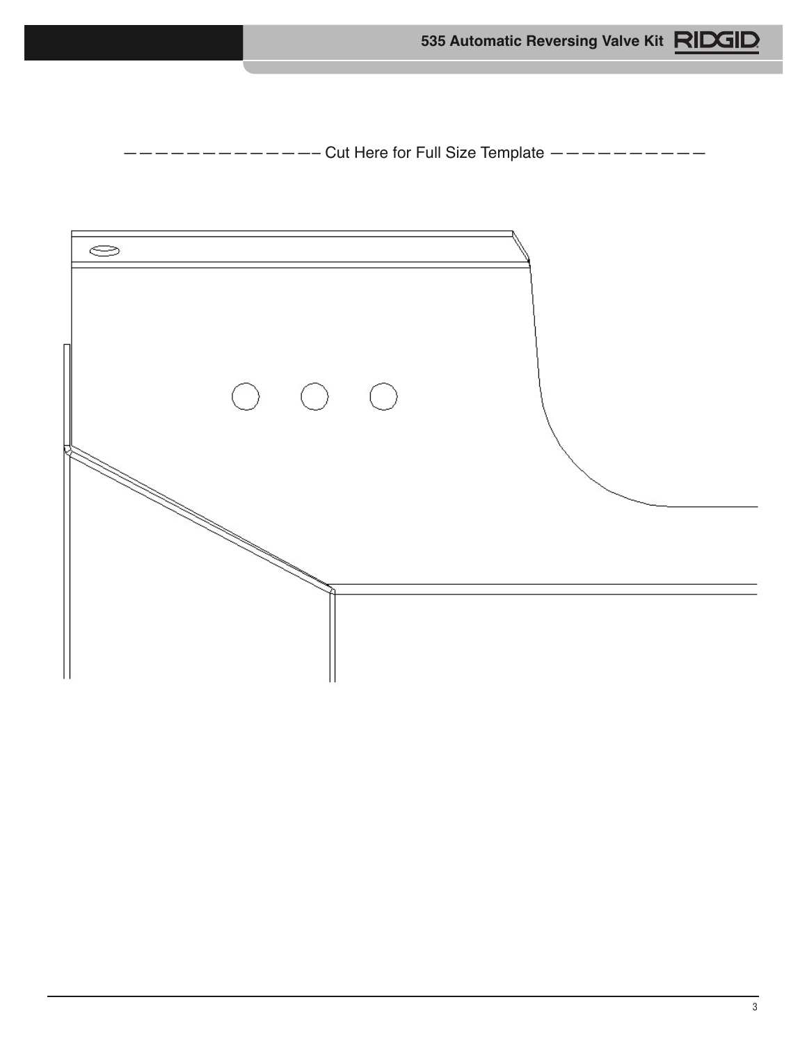— — — — — — — — — — — — — — Cut Here for Full Size Template — — — — — — — — — — —